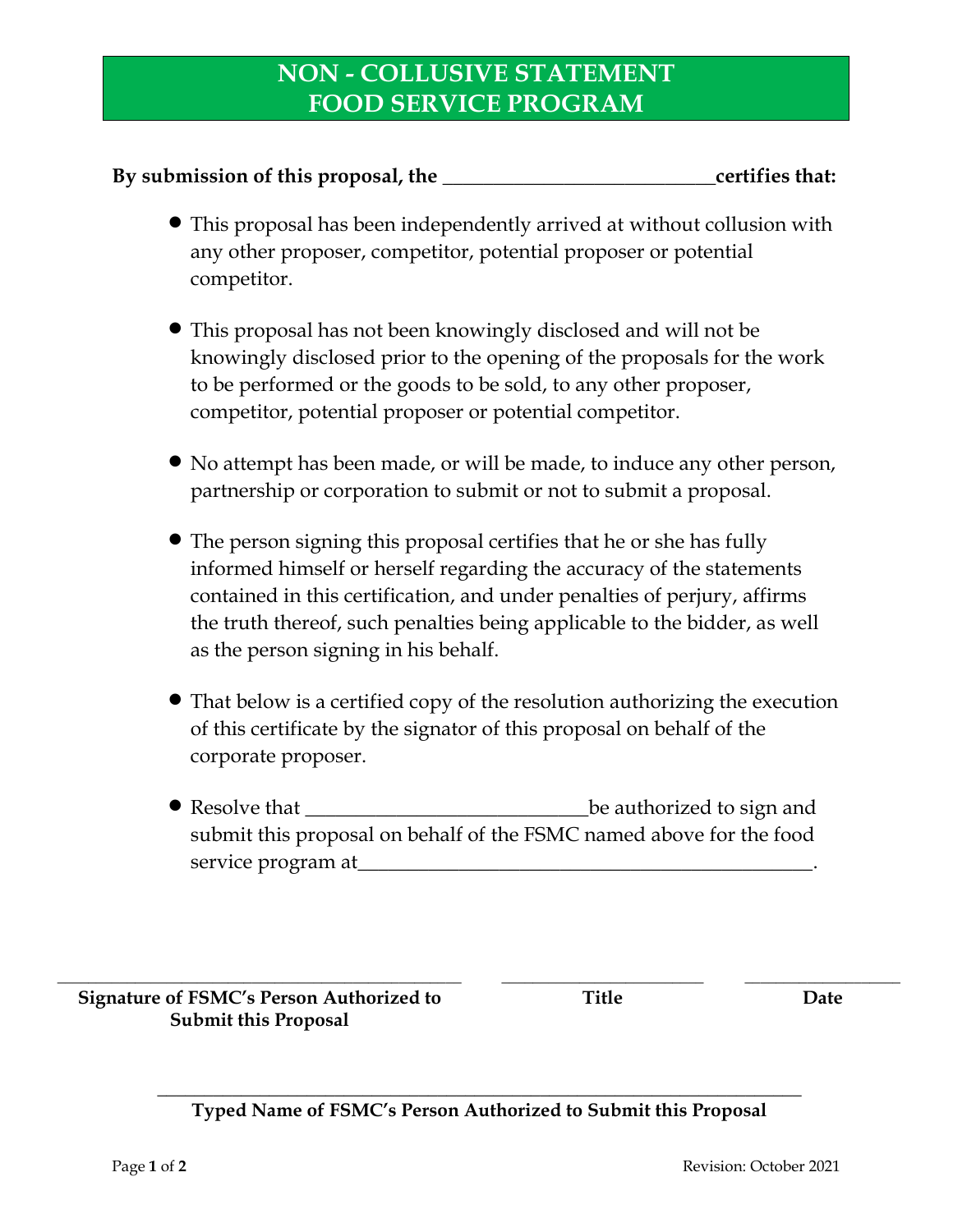# NON - COLLUSIVE STATEMENT
# FOOD SERVICE PROGRAM

**By submission of this proposal, the ___________________________certifies that:**

- This proposal has been independently arrived at without collusion with any other proposer, competitor, potential proposer or potential competitor.

- This proposal has not been knowingly disclosed and will not be knowingly disclosed prior to the opening of the proposals for the work to be performed or the goods to be sold, to any other proposer, competitor, potential proposer or potential competitor.

- No attempt has been made, or will be made, to induce any other person, partnership or corporation to submit or not to submit a proposal.

- The person signing this proposal certifies that he or she has fully informed himself or herself regarding the accuracy of the statements contained in this certification, and under penalties of perjury, affirms the truth thereof, such penalties being applicable to the bidder, as well as the person signing in his behalf.

- That below is a certified copy of the resolution authorizing the execution of this certificate by the signator of this proposal on behalf of the corporate proposer.

- Resolve that ____________________________be authorized to sign and submit this proposal on behalf of the FSMC named above for the food service program at_____________________________________________.

________________________________________ ____________________ ________________

**Signature of FSMC's Person Authorized to Submit this Proposal** **Title** **Date**

________________________________________________________________

**Typed Name of FSMC's Person Authorized to Submit this Proposal**

Revision: October 2021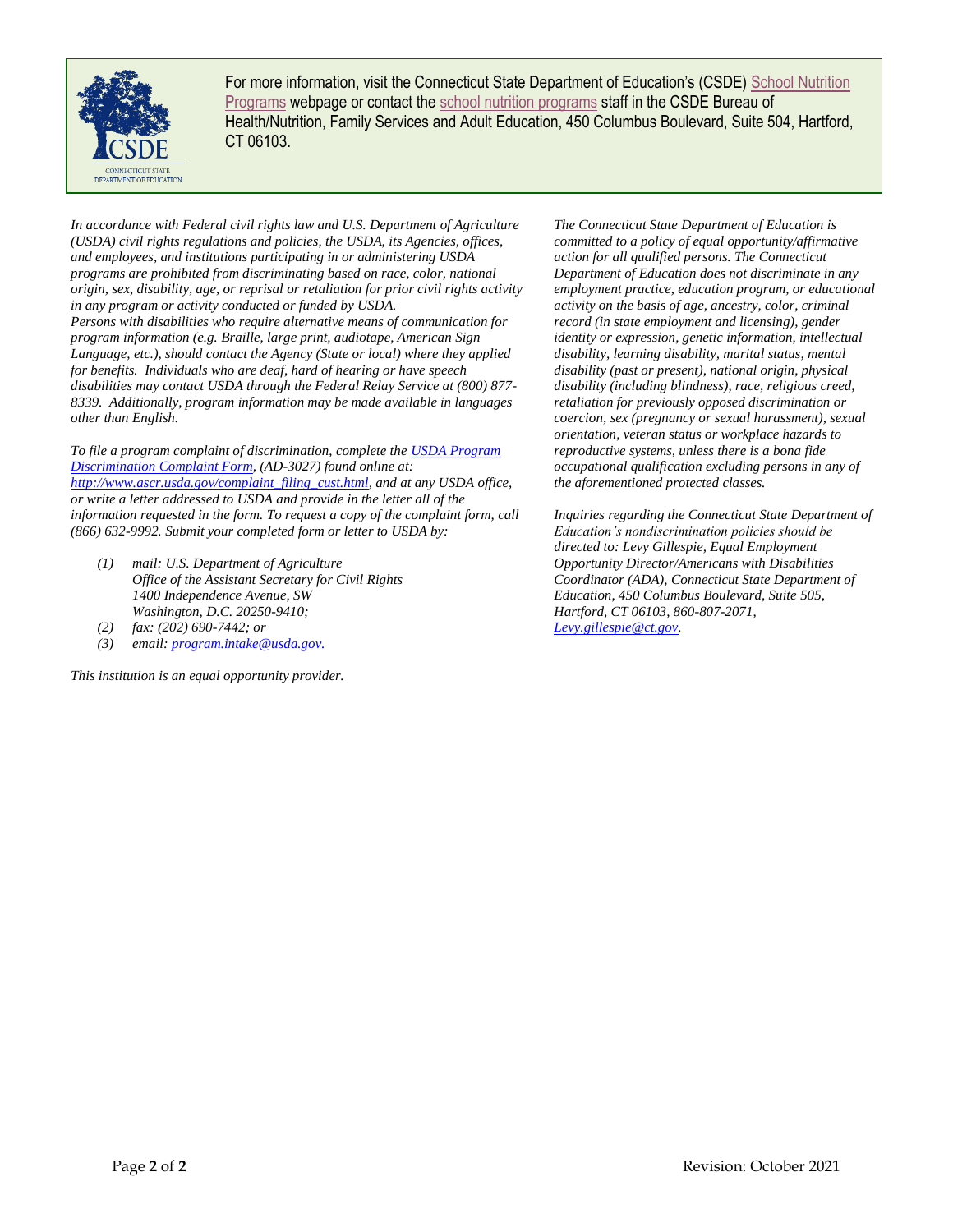For more information, visit the Connecticut State Department of Education's (CSDE) [School Nutrition Programs](#) webpage or contact the [school nutrition programs](#) staff in the CSDE Bureau of Health/Nutrition, Family Services and Adult Education, 450 Columbus Boulevard, Suite 504, Hartford, CT 06103.

*In accordance with Federal civil rights law and U.S. Department of Agriculture (USDA) civil rights regulations and policies, the USDA, its Agencies, offices, and employees, and institutions participating in or administering USDA programs are prohibited from discriminating based on race, color, national origin, sex, disability, age, or reprisal or retaliation for prior civil rights activity in any program or activity conducted or funded by USDA.*
*Persons with disabilities who require alternative means of communication for program information (e.g. Braille, large print, audiotape, American Sign Language, etc.), should contact the Agency (State or local) where they applied for benefits. Individuals who are deaf, hard of hearing or have speech disabilities may contact USDA through the Federal Relay Service at (800) 877-8339. Additionally, program information may be made available in languages other than English.*

*To file a program complaint of discrimination, complete the [USDA Program Discrimination Complaint Form](#), (AD-3027) found online at: [http://www.ascr.usda.gov/complaint_filing_cust.html](http://www.ascr.usda.gov/complaint_filing_cust.html), and at any USDA office, or write a letter addressed to USDA and provide in the letter all of the information requested in the form. To request a copy of the complaint form, call (866) 632-9992. Submit your completed form or letter to USDA by:*

*(1) mail: U.S. Department of Agriculture*
*Office of the Assistant Secretary for Civil Rights*
*1400 Independence Avenue, SW*
*Washington, D.C. 20250-9410;*
*(2) fax: (202) 690-7442; or*
*(3) email: [program.intake@usda.gov](mailto:program.intake@usda.gov).*

*This institution is an equal opportunity provider.*

*The Connecticut State Department of Education is committed to a policy of equal opportunity/affirmative action for all qualified persons. The Connecticut Department of Education does not discriminate in any employment practice, education program, or educational activity on the basis of age, ancestry, color, criminal record (in state employment and licensing), gender identity or expression, genetic information, intellectual disability, learning disability, marital status, mental disability (past or present), national origin, physical disability (including blindness), race, religious creed, retaliation for previously opposed discrimination or coercion, sex (pregnancy or sexual harassment), sexual orientation, veteran status or workplace hazards to reproductive systems, unless there is a bona fide occupational qualification excluding persons in any of the aforementioned protected classes.*

*Inquiries regarding the Connecticut State Department of Education's nondiscrimination policies should be directed to: Levy Gillespie, Equal Employment Opportunity Director/Americans with Disabilities Coordinator (ADA), Connecticut State Department of Education, 450 Columbus Boulevard, Suite 505, Hartford, CT 06103, 860-807-2071, [Levy.gillespie@ct.gov](mailto:Levy.gillespie@ct.gov).*

Revision: October 2021